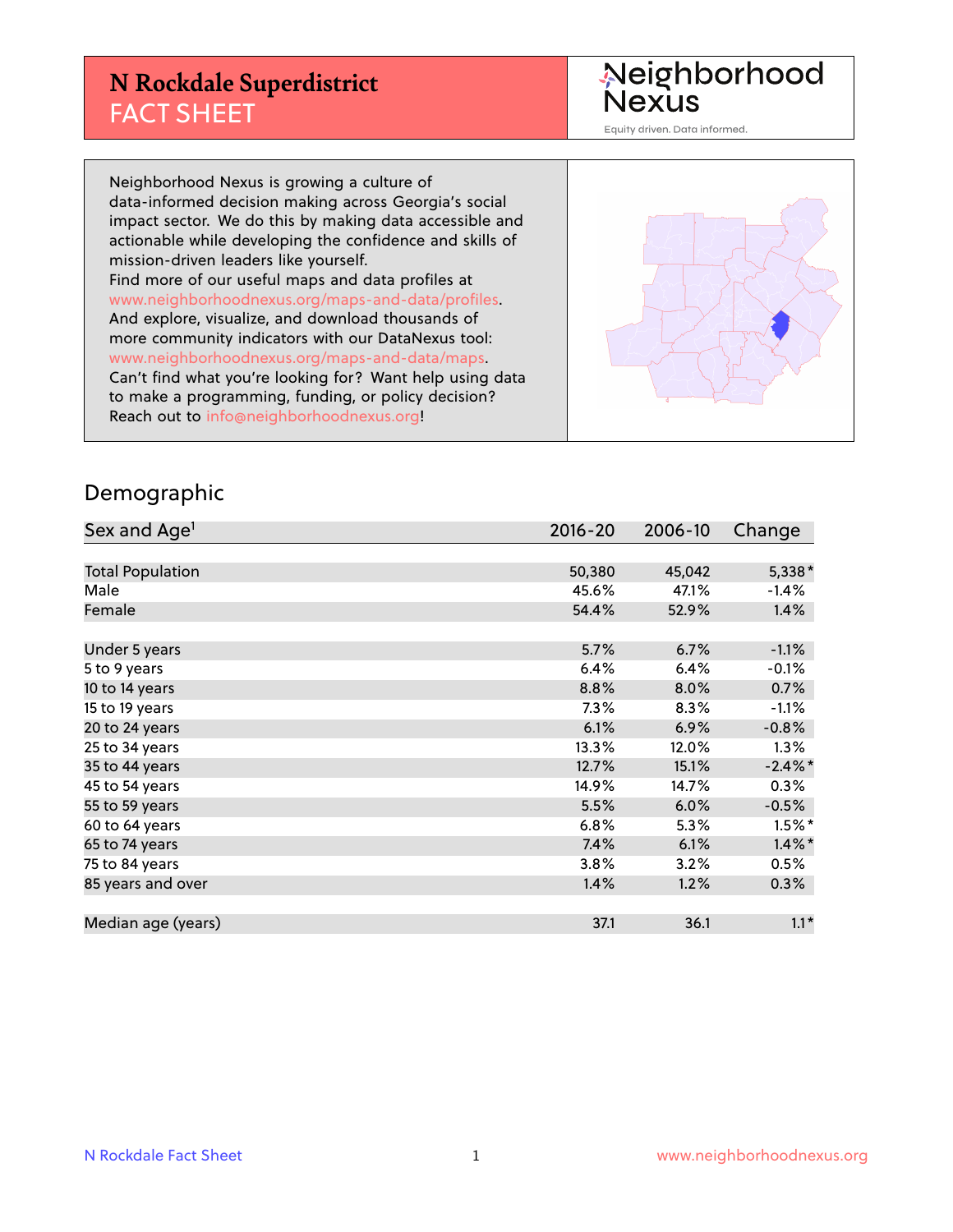# N Rockdale Superdistrict
## FACT SHEET

Neighborhood Nexus

Equity driven. Data informed.

Neighborhood Nexus is growing a culture of data-informed decision making across Georgia's social impact sector. We do this by making data accessible and actionable while developing the confidence and skills of mission-driven leaders like yourself.
Find more of our useful maps and data profiles at www.neighborhoodnexus.org/maps-and-data/profiles.
And explore, visualize, and download thousands of more community indicators with our DataNexus tool: www.neighborhoodnexus.org/maps-and-data/maps.
Can't find what you're looking for? Want help using data to make a programming, funding, or policy decision? Reach out to info@neighborhoodnexus.org!

## Demographic

| Sex and Age[1] | 2016-20 | 2006-10 | Change |
|---|---|---|---|
| Total Population | 50,380 | 45,042 | 5,338* |
| Male | 45.6% | 47.1% | -1.4% |
| Female | 54.4% | 52.9% | 1.4% |
| | | | |
| Under 5 years | 5.7% | 6.7% | -1.1% |
| 5 to 9 years | 6.4% | 6.4% | -0.1% |
| 10 to 14 years | 8.8% | 8.0% | 0.7% |
| 15 to 19 years | 7.3% | 8.3% | -1.1% |
| 20 to 24 years | 6.1% | 6.9% | -0.8% |
| 25 to 34 years | 13.3% | 12.0% | 1.3% |
| 35 to 44 years | 12.7% | 15.1% | -2.4%* |
| 45 to 54 years | 14.9% | 14.7% | 0.3% |
| 55 to 59 years | 5.5% | 6.0% | -0.5% |
| 60 to 64 years | 6.8% | 5.3% | 1.5%* |
| 65 to 74 years | 7.4% | 6.1% | 1.4%* |
| 75 to 84 years | 3.8% | 3.2% | 0.5% |
| 85 years and over | 1.4% | 1.2% | 0.3% |
| | | | |
| Median age (years) | 37.1 | 36.1 | 1.1* |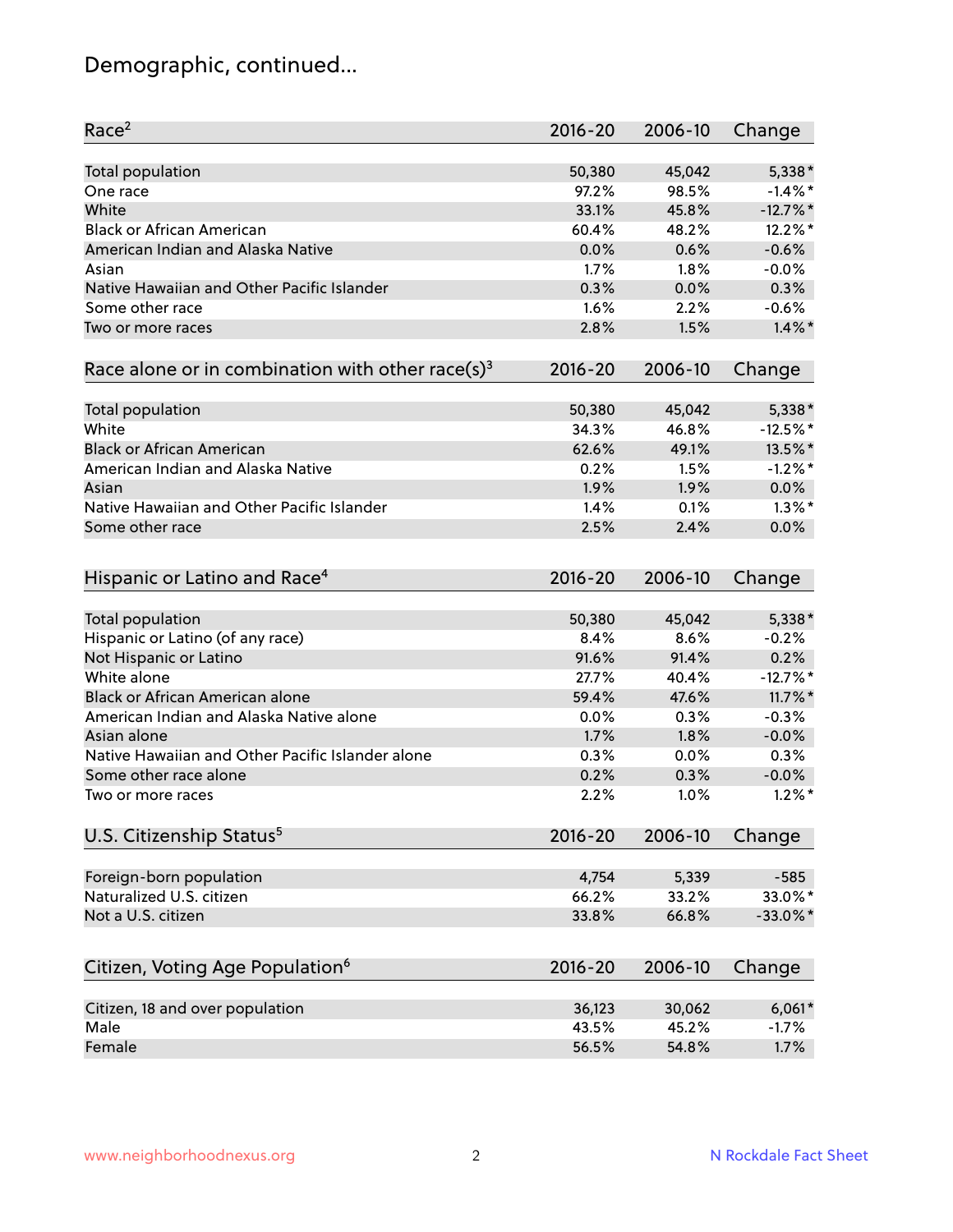# Demographic, continued...

| Race[2] | 2016-20 | 2006-10 | Change |
|---|---|---|---|
| Total population | 50,380 | 45,042 | 5,338* |
| One race | 97.2% | 98.5% | -1.4%* |
| White | 33.1% | 45.8% | -12.7%* |
| Black or African American | 60.4% | 48.2% | 12.2%* |
| American Indian and Alaska Native | 0.0% | 0.6% | -0.6% |
| Asian | 1.7% | 1.8% | -0.0% |
| Native Hawaiian and Other Pacific Islander | 0.3% | 0.0% | 0.3% |
| Some other race | 1.6% | 2.2% | -0.6% |
| Two or more races | 2.8% | 1.5% | 1.4%* |

| Race alone or in combination with other race(s)[3] | 2016-20 | 2006-10 | Change |
|---|---|---|---|
| Total population | 50,380 | 45,042 | 5,338* |
| White | 34.3% | 46.8% | -12.5%* |
| Black or African American | 62.6% | 49.1% | 13.5%* |
| American Indian and Alaska Native | 0.2% | 1.5% | -1.2%* |
| Asian | 1.9% | 1.9% | 0.0% |
| Native Hawaiian and Other Pacific Islander | 1.4% | 0.1% | 1.3%* |
| Some other race | 2.5% | 2.4% | 0.0% |

| Hispanic or Latino and Race[4] | 2016-20 | 2006-10 | Change |
|---|---|---|---|
| Total population | 50,380 | 45,042 | 5,338* |
| Hispanic or Latino (of any race) | 8.4% | 8.6% | -0.2% |
| Not Hispanic or Latino | 91.6% | 91.4% | 0.2% |
| White alone | 27.7% | 40.4% | -12.7%* |
| Black or African American alone | 59.4% | 47.6% | 11.7%* |
| American Indian and Alaska Native alone | 0.0% | 0.3% | -0.3% |
| Asian alone | 1.7% | 1.8% | -0.0% |
| Native Hawaiian and Other Pacific Islander alone | 0.3% | 0.0% | 0.3% |
| Some other race alone | 0.2% | 0.3% | -0.0% |
| Two or more races | 2.2% | 1.0% | 1.2%* |

| U.S. Citizenship Status[5] | 2016-20 | 2006-10 | Change |
|---|---|---|---|
| Foreign-born population | 4,754 | 5,339 | -585 |
| Naturalized U.S. citizen | 66.2% | 33.2% | 33.0%* |
| Not a U.S. citizen | 33.8% | 66.8% | -33.0%* |

| Citizen, Voting Age Population[6] | 2016-20 | 2006-10 | Change |
|---|---|---|---|
| Citizen, 18 and over population | 36,123 | 30,062 | 6,061* |
| Male | 43.5% | 45.2% | -1.7% |
| Female | 56.5% | 54.8% | 1.7% |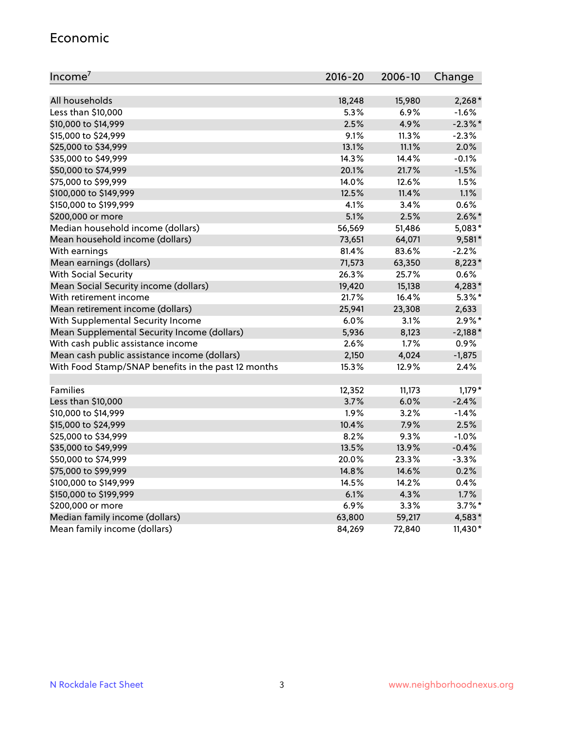## Economic

| Income[7] | 2016-20 | 2006-10 | Change |
|---|---|---|---|
| All households | 18,248 | 15,980 | 2,268* |
| Less than $10,000 | 5.3% | 6.9% | -1.6% |
| $10,000 to $14,999 | 2.5% | 4.9% | -2.3%* |
| $15,000 to $24,999 | 9.1% | 11.3% | -2.3% |
| $25,000 to $34,999 | 13.1% | 11.1% | 2.0% |
| $35,000 to $49,999 | 14.3% | 14.4% | -0.1% |
| $50,000 to $74,999 | 20.1% | 21.7% | -1.5% |
| $75,000 to $99,999 | 14.0% | 12.6% | 1.5% |
| $100,000 to $149,999 | 12.5% | 11.4% | 1.1% |
| $150,000 to $199,999 | 4.1% | 3.4% | 0.6% |
| $200,000 or more | 5.1% | 2.5% | 2.6%* |
| Median household income (dollars) | 56,569 | 51,486 | 5,083* |
| Mean household income (dollars) | 73,651 | 64,071 | 9,581* |
| With earnings | 81.4% | 83.6% | -2.2% |
| Mean earnings (dollars) | 71,573 | 63,350 | 8,223* |
| With Social Security | 26.3% | 25.7% | 0.6% |
| Mean Social Security income (dollars) | 19,420 | 15,138 | 4,283* |
| With retirement income | 21.7% | 16.4% | 5.3%* |
| Mean retirement income (dollars) | 25,941 | 23,308 | 2,633 |
| With Supplemental Security Income | 6.0% | 3.1% | 2.9%* |
| Mean Supplemental Security Income (dollars) | 5,936 | 8,123 | -2,188* |
| With cash public assistance income | 2.6% | 1.7% | 0.9% |
| Mean cash public assistance income (dollars) | 2,150 | 4,024 | -1,875 |
| With Food Stamp/SNAP benefits in the past 12 months | 15.3% | 12.9% | 2.4% |
| | | | |
| Families | 12,352 | 11,173 | 1,179* |
| Less than $10,000 | 3.7% | 6.0% | -2.4% |
| $10,000 to $14,999 | 1.9% | 3.2% | -1.4% |
| $15,000 to $24,999 | 10.4% | 7.9% | 2.5% |
| $25,000 to $34,999 | 8.2% | 9.3% | -1.0% |
| $35,000 to $49,999 | 13.5% | 13.9% | -0.4% |
| $50,000 to $74,999 | 20.0% | 23.3% | -3.3% |
| $75,000 to $99,999 | 14.8% | 14.6% | 0.2% |
| $100,000 to $149,999 | 14.5% | 14.2% | 0.4% |
| $150,000 to $199,999 | 6.1% | 4.3% | 1.7% |
| $200,000 or more | 6.9% | 3.3% | 3.7%* |
| Median family income (dollars) | 63,800 | 59,217 | 4,583* |
| Mean family income (dollars) | 84,269 | 72,840 | 11,430* |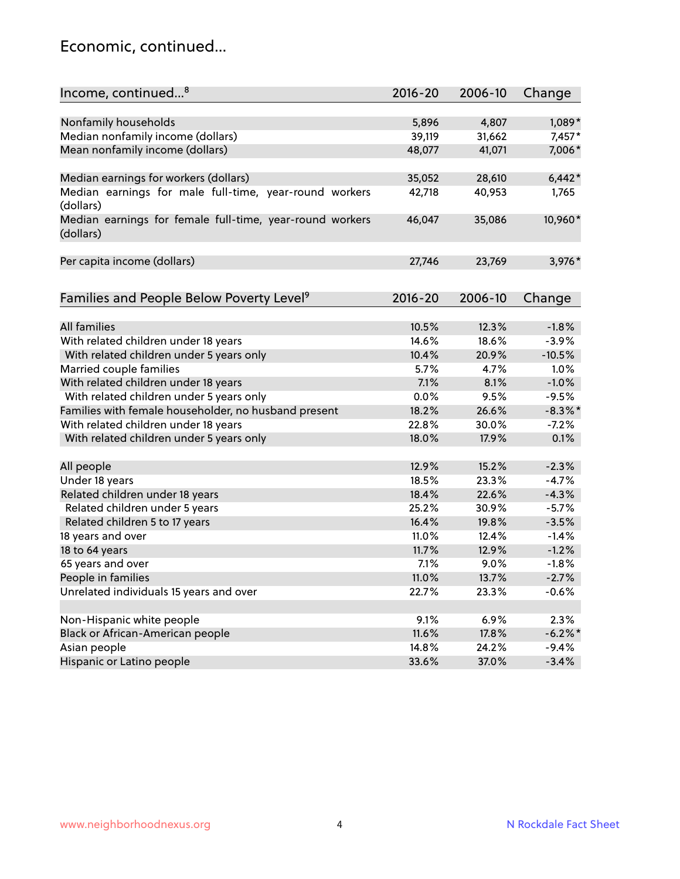# Economic, continued...

| Income, continued...[8] | 2016-20 | 2006-10 | Change |
|---|---|---|---|
| Nonfamily households | 5,896 | 4,807 | 1,089* |
| Median nonfamily income (dollars) | 39,119 | 31,662 | 7,457* |
| Mean nonfamily income (dollars) | 48,077 | 41,071 | 7,006* |
| Median earnings for workers (dollars) | 35,052 | 28,610 | 6,442* |
| Median earnings for male full-time, year-round workers (dollars) | 42,718 | 40,953 | 1,765 |
| Median earnings for female full-time, year-round workers (dollars) | 46,047 | 35,086 | 10,960* |
| Per capita income (dollars) | 27,746 | 23,769 | 3,976* |

| Families and People Below Poverty Level[9] | 2016-20 | 2006-10 | Change |
|---|---|---|---|
| All families | 10.5% | 12.3% | -1.8% |
| With related children under 18 years | 14.6% | 18.6% | -3.9% |
| With related children under 5 years only | 10.4% | 20.9% | -10.5% |
| Married couple families | 5.7% | 4.7% | 1.0% |
| With related children under 18 years | 7.1% | 8.1% | -1.0% |
| With related children under 5 years only | 0.0% | 9.5% | -9.5% |
| Families with female householder, no husband present | 18.2% | 26.6% | -8.3%* |
| With related children under 18 years | 22.8% | 30.0% | -7.2% |
| With related children under 5 years only | 18.0% | 17.9% | 0.1% |
| All people | 12.9% | 15.2% | -2.3% |
| Under 18 years | 18.5% | 23.3% | -4.7% |
| Related children under 18 years | 18.4% | 22.6% | -4.3% |
| Related children under 5 years | 25.2% | 30.9% | -5.7% |
| Related children 5 to 17 years | 16.4% | 19.8% | -3.5% |
| 18 years and over | 11.0% | 12.4% | -1.4% |
| 18 to 64 years | 11.7% | 12.9% | -1.2% |
| 65 years and over | 7.1% | 9.0% | -1.8% |
| People in families | 11.0% | 13.7% | -2.7% |
| Unrelated individuals 15 years and over | 22.7% | 23.3% | -0.6% |
| Non-Hispanic white people | 9.1% | 6.9% | 2.3% |
| Black or African-American people | 11.6% | 17.8% | -6.2%* |
| Asian people | 14.8% | 24.2% | -9.4% |
| Hispanic or Latino people | 33.6% | 37.0% | -3.4% |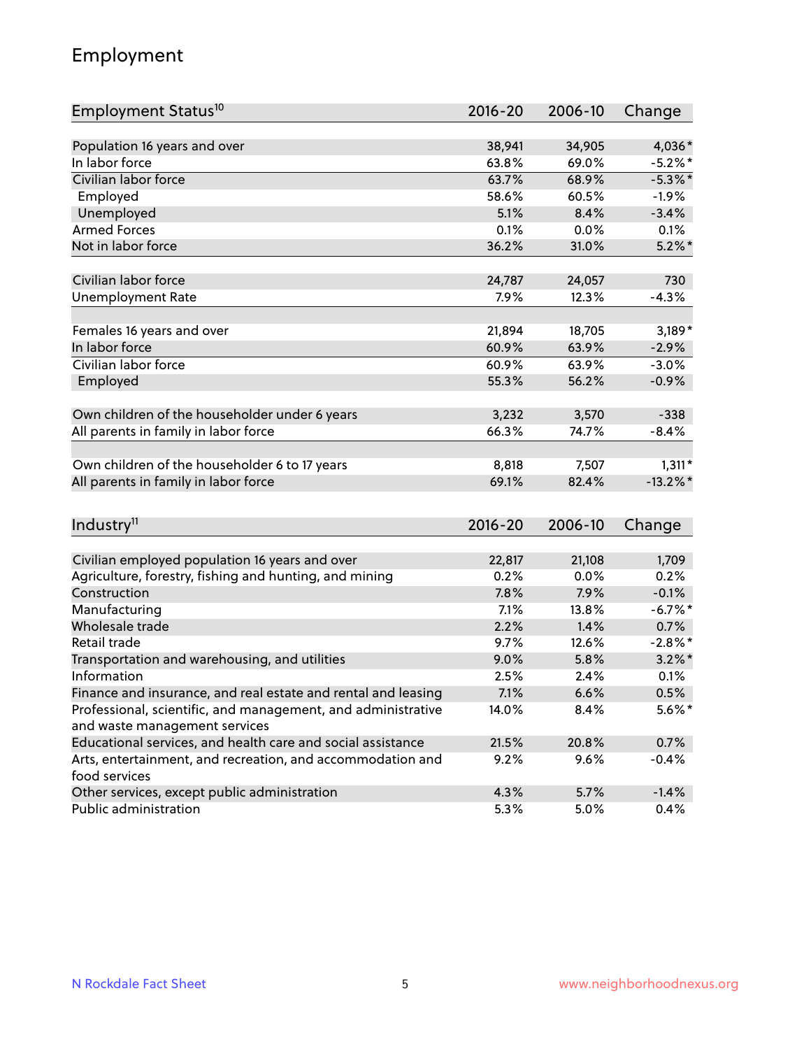# Employment

| Employment Status[10] | 2016-20 | 2006-10 | Change |
|---|---|---|---|
| Population 16 years and over | 38,941 | 34,905 | 4,036* |
| In labor force | 63.8% | 69.0% | -5.2%* |
| Civilian labor force | 63.7% | 68.9% | -5.3%* |
| Employed | 58.6% | 60.5% | -1.9% |
| Unemployed | 5.1% | 8.4% | -3.4% |
| Armed Forces | 0.1% | 0.0% | 0.1% |
| Not in labor force | 36.2% | 31.0% | 5.2%* |
| | | | |
| Civilian labor force | 24,787 | 24,057 | 730 |
| Unemployment Rate | 7.9% | 12.3% | -4.3% |
| | | | |
| Females 16 years and over | 21,894 | 18,705 | 3,189* |
| In labor force | 60.9% | 63.9% | -2.9% |
| Civilian labor force | 60.9% | 63.9% | -3.0% |
| Employed | 55.3% | 56.2% | -0.9% |
| | | | |
| Own children of the householder under 6 years | 3,232 | 3,570 | -338 |
| All parents in family in labor force | 66.3% | 74.7% | -8.4% |
| | | | |
| Own children of the householder 6 to 17 years | 8,818 | 7,507 | 1,311* |
| All parents in family in labor force | 69.1% | 82.4% | -13.2%* |

| Industry[11] | 2016-20 | 2006-10 | Change |
|---|---|---|---|
| Civilian employed population 16 years and over | 22,817 | 21,108 | 1,709 |
| Agriculture, forestry, fishing and hunting, and mining | 0.2% | 0.0% | 0.2% |
| Construction | 7.8% | 7.9% | -0.1% |
| Manufacturing | 7.1% | 13.8% | -6.7%* |
| Wholesale trade | 2.2% | 1.4% | 0.7% |
| Retail trade | 9.7% | 12.6% | -2.8%* |
| Transportation and warehousing, and utilities | 9.0% | 5.8% | 3.2%* |
| Information | 2.5% | 2.4% | 0.1% |
| Finance and insurance, and real estate and rental and leasing | 7.1% | 6.6% | 0.5% |
| Professional, scientific, and management, and administrative and waste management services | 14.0% | 8.4% | 5.6%* |
| Educational services, and health care and social assistance | 21.5% | 20.8% | 0.7% |
| Arts, entertainment, and recreation, and accommodation and food services | 9.2% | 9.6% | -0.4% |
| Other services, except public administration | 4.3% | 5.7% | -1.4% |
| Public administration | 5.3% | 5.0% | 0.4% |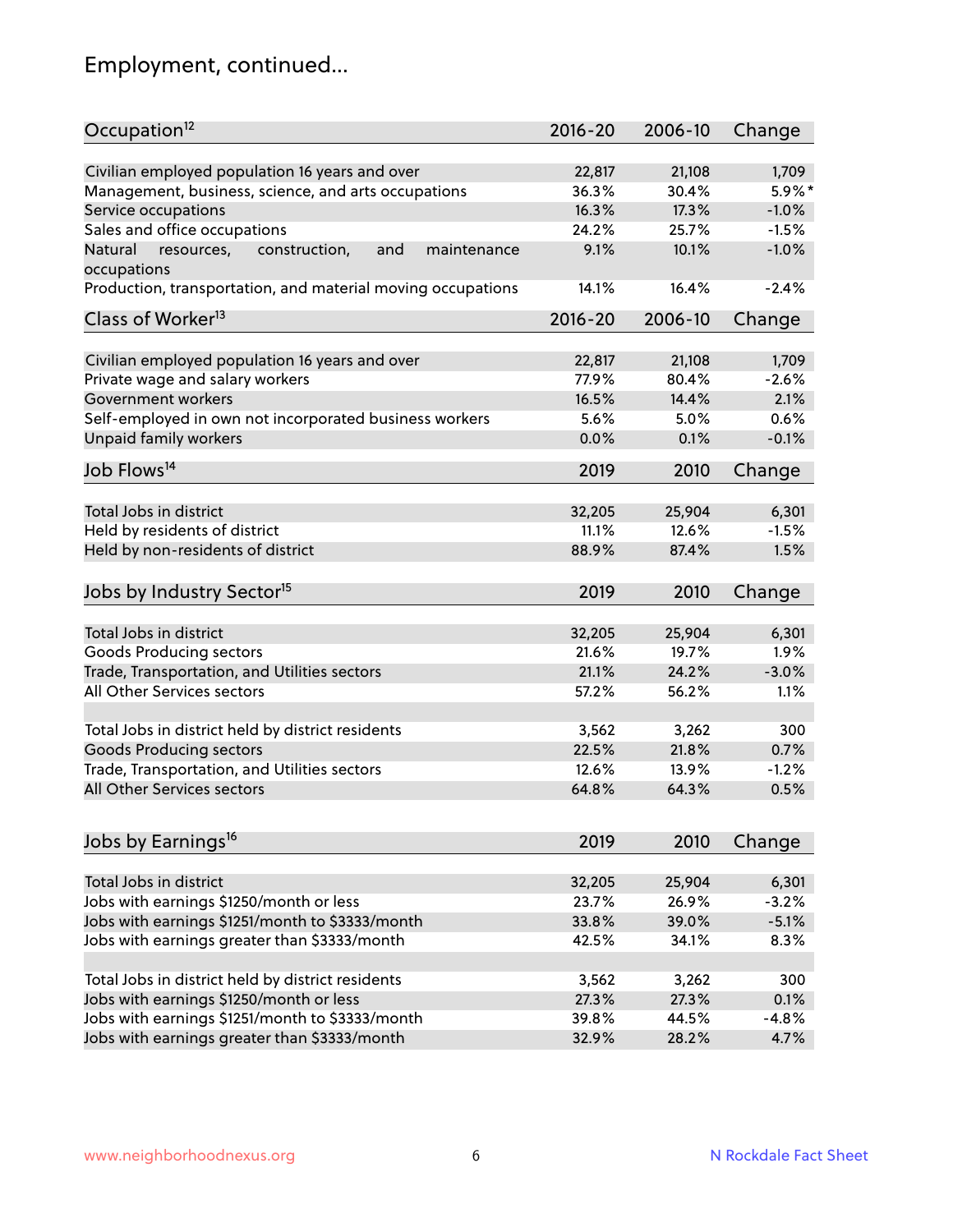## Employment, continued...

| Occupation[12] | 2016-20 | 2006-10 | Change |
|---|---|---|---|
| Civilian employed population 16 years and over | 22,817 | 21,108 | 1,709 |
| Management, business, science, and arts occupations | 36.3% | 30.4% | 5.9%* |
| Service occupations | 16.3% | 17.3% | -1.0% |
| Sales and office occupations | 24.2% | 25.7% | -1.5% |
| Natural resources, construction, and maintenance occupations | 9.1% | 10.1% | -1.0% |
| Production, transportation, and material moving occupations | 14.1% | 16.4% | -2.4% |

| Class of Worker[13] | 2016-20 | 2006-10 | Change |
|---|---|---|---|
| Civilian employed population 16 years and over | 22,817 | 21,108 | 1,709 |
| Private wage and salary workers | 77.9% | 80.4% | -2.6% |
| Government workers | 16.5% | 14.4% | 2.1% |
| Self-employed in own not incorporated business workers | 5.6% | 5.0% | 0.6% |
| Unpaid family workers | 0.0% | 0.1% | -0.1% |

| Job Flows[14] | 2019 | 2010 | Change |
|---|---|---|---|
| Total Jobs in district | 32,205 | 25,904 | 6,301 |
| Held by residents of district | 11.1% | 12.6% | -1.5% |
| Held by non-residents of district | 88.9% | 87.4% | 1.5% |

| Jobs by Industry Sector[15] | 2019 | 2010 | Change |
|---|---|---|---|
| Total Jobs in district | 32,205 | 25,904 | 6,301 |
| Goods Producing sectors | 21.6% | 19.7% | 1.9% |
| Trade, Transportation, and Utilities sectors | 21.1% | 24.2% | -3.0% |
| All Other Services sectors | 57.2% | 56.2% | 1.1% |
| | | | |
| Total Jobs in district held by district residents | 3,562 | 3,262 | 300 |
| Goods Producing sectors | 22.5% | 21.8% | 0.7% |
| Trade, Transportation, and Utilities sectors | 12.6% | 13.9% | -1.2% |
| All Other Services sectors | 64.8% | 64.3% | 0.5% |

| Jobs by Earnings[16] | 2019 | 2010 | Change |
|---|---|---|---|
| Total Jobs in district | 32,205 | 25,904 | 6,301 |
| Jobs with earnings $1250/month or less | 23.7% | 26.9% | -3.2% |
| Jobs with earnings $1251/month to $3333/month | 33.8% | 39.0% | -5.1% |
| Jobs with earnings greater than $3333/month | 42.5% | 34.1% | 8.3% |
| | | | |
| Total Jobs in district held by district residents | 3,562 | 3,262 | 300 |
| Jobs with earnings $1250/month or less | 27.3% | 27.3% | 0.1% |
| Jobs with earnings $1251/month to $3333/month | 39.8% | 44.5% | -4.8% |
| Jobs with earnings greater than $3333/month | 32.9% | 28.2% | 4.7% |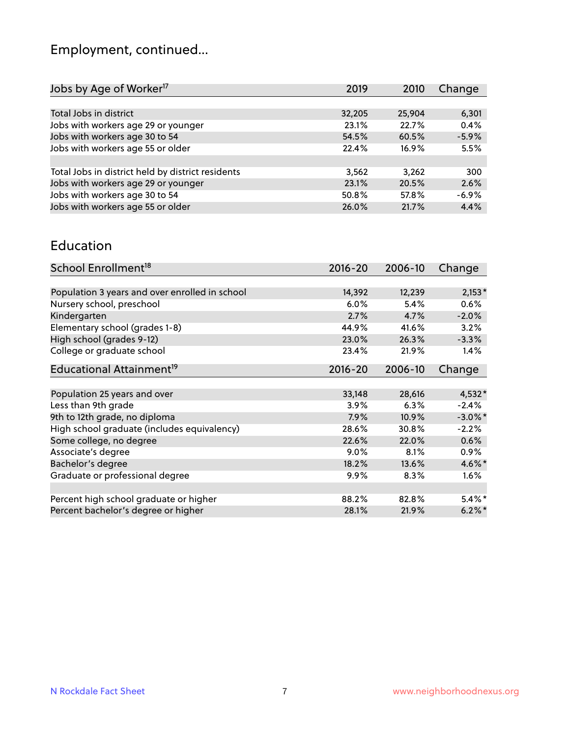## Employment, continued...

| Jobs by Age of Worker[17] | 2019 | 2010 | Change |
|---|---|---|---|
| | | | |
| Total Jobs in district | 32,205 | 25,904 | 6,301 |
| Jobs with workers age 29 or younger | 23.1% | 22.7% | 0.4% |
| Jobs with workers age 30 to 54 | 54.5% | 60.5% | -5.9% |
| Jobs with workers age 55 or older | 22.4% | 16.9% | 5.5% |
| | | | |
| Total Jobs in district held by district residents | 3,562 | 3,262 | 300 |
| Jobs with workers age 29 or younger | 23.1% | 20.5% | 2.6% |
| Jobs with workers age 30 to 54 | 50.8% | 57.8% | -6.9% |
| Jobs with workers age 55 or older | 26.0% | 21.7% | 4.4% |

## Education

| School Enrollment[18] | 2016-20 | 2006-10 | Change |
|---|---|---|---|
| | | | |
| Population 3 years and over enrolled in school | 14,392 | 12,239 | 2,153* |
| Nursery school, preschool | 6.0% | 5.4% | 0.6% |
| Kindergarten | 2.7% | 4.7% | -2.0% |
| Elementary school (grades 1-8) | 44.9% | 41.6% | 3.2% |
| High school (grades 9-12) | 23.0% | 26.3% | -3.3% |
| College or graduate school | 23.4% | 21.9% | 1.4% |

| Educational Attainment[19] | 2016-20 | 2006-10 | Change |
|---|---|---|---|
| | | | |
| Population 25 years and over | 33,148 | 28,616 | 4,532* |
| Less than 9th grade | 3.9% | 6.3% | -2.4% |
| 9th to 12th grade, no diploma | 7.9% | 10.9% | -3.0%* |
| High school graduate (includes equivalency) | 28.6% | 30.8% | -2.2% |
| Some college, no degree | 22.6% | 22.0% | 0.6% |
| Associate's degree | 9.0% | 8.1% | 0.9% |
| Bachelor's degree | 18.2% | 13.6% | 4.6%* |
| Graduate or professional degree | 9.9% | 8.3% | 1.6% |
| | | | |
| Percent high school graduate or higher | 88.2% | 82.8% | 5.4%* |
| Percent bachelor's degree or higher | 28.1% | 21.9% | 6.2%* |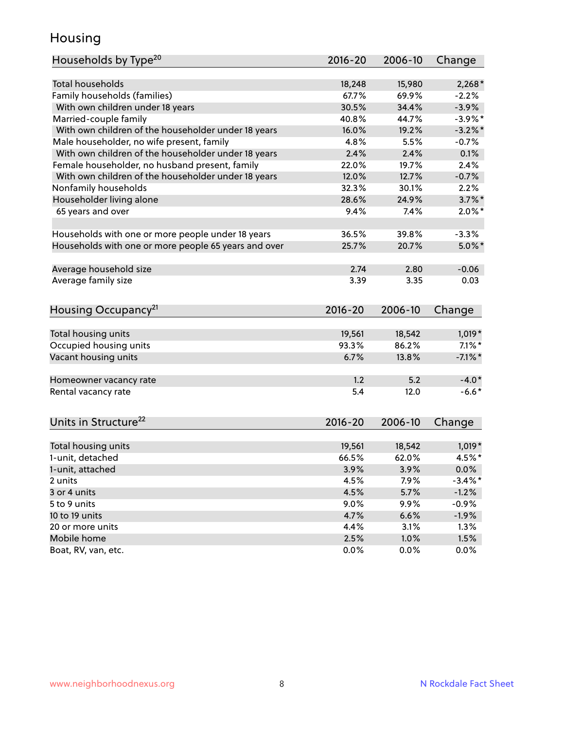# Housing

| Households by Type[20] | 2016-20 | 2006-10 | Change |
|---|---|---|---|
| Total households | 18,248 | 15,980 | 2,268* |
| Family households (families) | 67.7% | 69.9% | -2.2% |
| With own children under 18 years | 30.5% | 34.4% | -3.9% |
| Married-couple family | 40.8% | 44.7% | -3.9%* |
| With own children of the householder under 18 years | 16.0% | 19.2% | -3.2%* |
| Male householder, no wife present, family | 4.8% | 5.5% | -0.7% |
| With own children of the householder under 18 years | 2.4% | 2.4% | 0.1% |
| Female householder, no husband present, family | 22.0% | 19.7% | 2.4% |
| With own children of the householder under 18 years | 12.0% | 12.7% | -0.7% |
| Nonfamily households | 32.3% | 30.1% | 2.2% |
| Householder living alone | 28.6% | 24.9% | 3.7%* |
| 65 years and over | 9.4% | 7.4% | 2.0%* |
| | | | |
| Households with one or more people under 18 years | 36.5% | 39.8% | -3.3% |
| Households with one or more people 65 years and over | 25.7% | 20.7% | 5.0%* |
| | | | |
| Average household size | 2.74 | 2.80 | -0.06 |
| Average family size | 3.39 | 3.35 | 0.03 |

| Housing Occupancy[21] | 2016-20 | 2006-10 | Change |
|---|---|---|---|
| Total housing units | 19,561 | 18,542 | 1,019* |
| Occupied housing units | 93.3% | 86.2% | 7.1%* |
| Vacant housing units | 6.7% | 13.8% | -7.1%* |
| | | | |
| Homeowner vacancy rate | 1.2 | 5.2 | -4.0* |
| Rental vacancy rate | 5.4 | 12.0 | -6.6* |

| Units in Structure[22] | 2016-20 | 2006-10 | Change |
|---|---|---|---|
| Total housing units | 19,561 | 18,542 | 1,019* |
| 1-unit, detached | 66.5% | 62.0% | 4.5%* |
| 1-unit, attached | 3.9% | 3.9% | 0.0% |
| 2 units | 4.5% | 7.9% | -3.4%* |
| 3 or 4 units | 4.5% | 5.7% | -1.2% |
| 5 to 9 units | 9.0% | 9.9% | -0.9% |
| 10 to 19 units | 4.7% | 6.6% | -1.9% |
| 20 or more units | 4.4% | 3.1% | 1.3% |
| Mobile home | 2.5% | 1.0% | 1.5% |
| Boat, RV, van, etc. | 0.0% | 0.0% | 0.0% |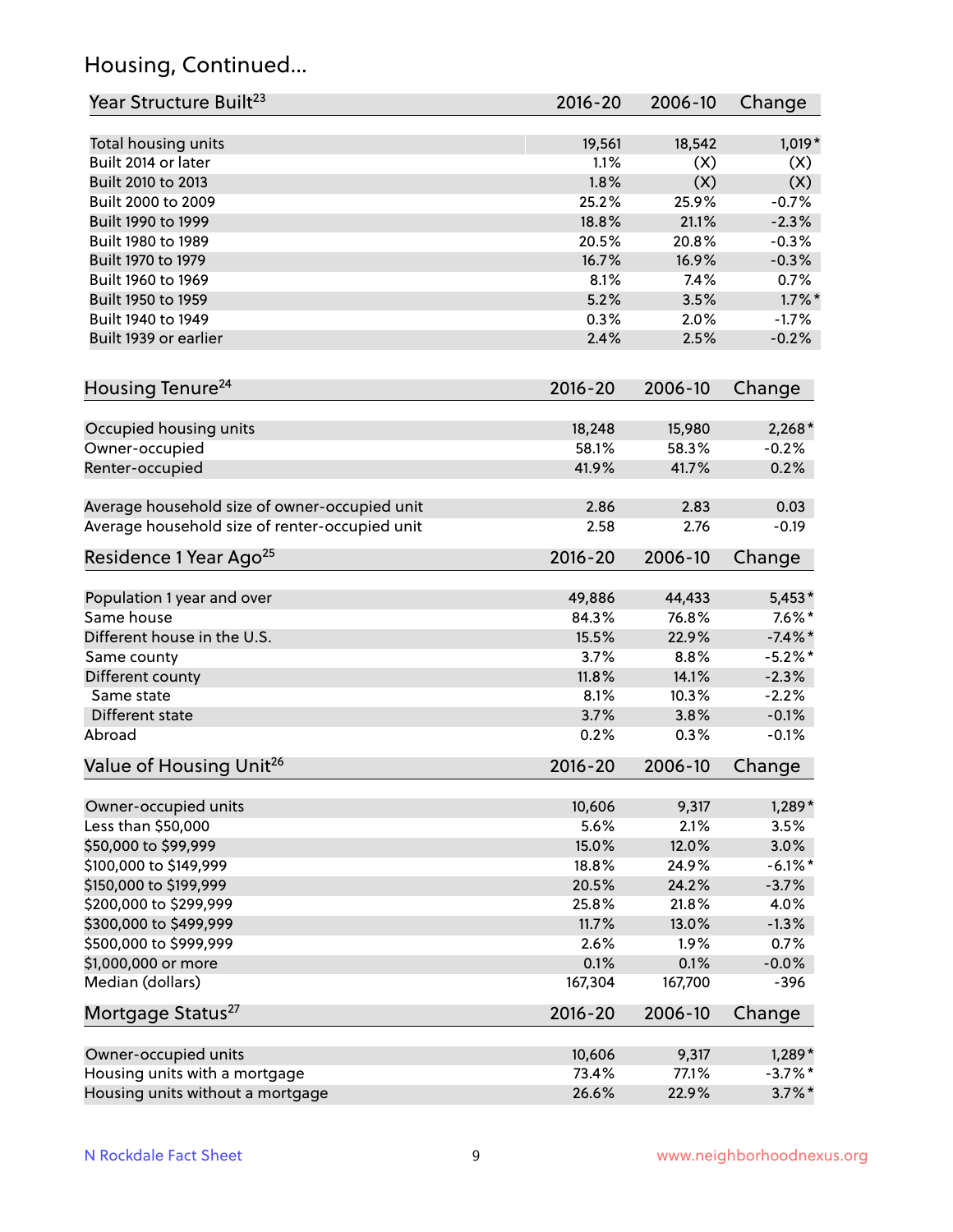## Housing, Continued...

| Year Structure Built[23] | 2016-20 | 2006-10 | Change |
|---|---|---|---|
| Total housing units | 19,561 | 18,542 | 1,019* |
| Built 2014 or later | 1.1% | (X) | (X) |
| Built 2010 to 2013 | 1.8% | (X) | (X) |
| Built 2000 to 2009 | 25.2% | 25.9% | -0.7% |
| Built 1990 to 1999 | 18.8% | 21.1% | -2.3% |
| Built 1980 to 1989 | 20.5% | 20.8% | -0.3% |
| Built 1970 to 1979 | 16.7% | 16.9% | -0.3% |
| Built 1960 to 1969 | 8.1% | 7.4% | 0.7% |
| Built 1950 to 1959 | 5.2% | 3.5% | 1.7%* |
| Built 1940 to 1949 | 0.3% | 2.0% | -1.7% |
| Built 1939 or earlier | 2.4% | 2.5% | -0.2% |

| Housing Tenure[24] | 2016-20 | 2006-10 | Change |
|---|---|---|---|
| Occupied housing units | 18,248 | 15,980 | 2,268* |
| Owner-occupied | 58.1% | 58.3% | -0.2% |
| Renter-occupied | 41.9% | 41.7% | 0.2% |
| Average household size of owner-occupied unit | 2.86 | 2.83 | 0.03 |
| Average household size of renter-occupied unit | 2.58 | 2.76 | -0.19 |

| Residence 1 Year Ago[25] | 2016-20 | 2006-10 | Change |
|---|---|---|---|
| Population 1 year and over | 49,886 | 44,433 | 5,453* |
| Same house | 84.3% | 76.8% | 7.6%* |
| Different house in the U.S. | 15.5% | 22.9% | -7.4%* |
| Same county | 3.7% | 8.8% | -5.2%* |
| Different county | 11.8% | 14.1% | -2.3% |
| Same state | 8.1% | 10.3% | -2.2% |
| Different state | 3.7% | 3.8% | -0.1% |
| Abroad | 0.2% | 0.3% | -0.1% |

| Value of Housing Unit[26] | 2016-20 | 2006-10 | Change |
|---|---|---|---|
| Owner-occupied units | 10,606 | 9,317 | 1,289* |
| Less than $50,000 | 5.6% | 2.1% | 3.5% |
| $50,000 to $99,999 | 15.0% | 12.0% | 3.0% |
| $100,000 to $149,999 | 18.8% | 24.9% | -6.1%* |
| $150,000 to $199,999 | 20.5% | 24.2% | -3.7% |
| $200,000 to $299,999 | 25.8% | 21.8% | 4.0% |
| $300,000 to $499,999 | 11.7% | 13.0% | -1.3% |
| $500,000 to $999,999 | 2.6% | 1.9% | 0.7% |
| $1,000,000 or more | 0.1% | 0.1% | -0.0% |
| Median (dollars) | 167,304 | 167,700 | -396 |

| Mortgage Status[27] | 2016-20 | 2006-10 | Change |
|---|---|---|---|
| Owner-occupied units | 10,606 | 9,317 | 1,289* |
| Housing units with a mortgage | 73.4% | 77.1% | -3.7%* |
| Housing units without a mortgage | 26.6% | 22.9% | 3.7%* |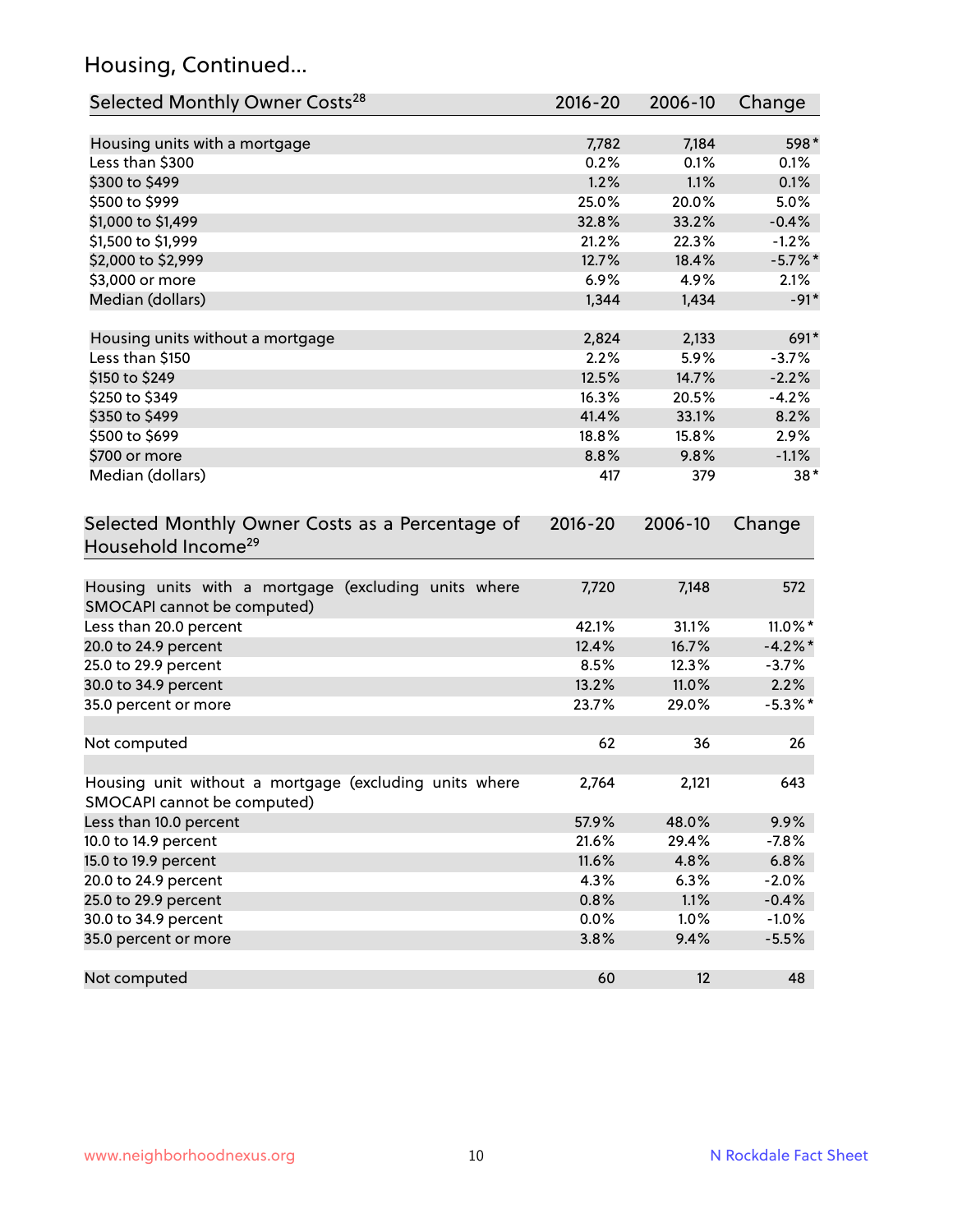## Housing, Continued...

| Selected Monthly Owner Costs[28] | 2016-20 | 2006-10 | Change |
|---|---|---|---|
| Housing units with a mortgage | 7,782 | 7,184 | 598* |
| Less than $300 | 0.2% | 0.1% | 0.1% |
| $300 to $499 | 1.2% | 1.1% | 0.1% |
| $500 to $999 | 25.0% | 20.0% | 5.0% |
| $1,000 to $1,499 | 32.8% | 33.2% | -0.4% |
| $1,500 to $1,999 | 21.2% | 22.3% | -1.2% |
| $2,000 to $2,999 | 12.7% | 18.4% | -5.7%* |
| $3,000 or more | 6.9% | 4.9% | 2.1% |
| Median (dollars) | 1,344 | 1,434 | -91* |
| | | | |
| Housing units without a mortgage | 2,824 | 2,133 | 691* |
| Less than $150 | 2.2% | 5.9% | -3.7% |
| $150 to $249 | 12.5% | 14.7% | -2.2% |
| $250 to $349 | 16.3% | 20.5% | -4.2% |
| $350 to $499 | 41.4% | 33.1% | 8.2% |
| $500 to $699 | 18.8% | 15.8% | 2.9% |
| $700 or more | 8.8% | 9.8% | -1.1% |
| Median (dollars) | 417 | 379 | 38* |

| Selected Monthly Owner Costs as a Percentage of Household Income[29] | 2016-20 | 2006-10 | Change |
|---|---|---|---|
| Housing units with a mortgage (excluding units where SMOCAPI cannot be computed) | 7,720 | 7,148 | 572 |
| Less than 20.0 percent | 42.1% | 31.1% | 11.0%* |
| 20.0 to 24.9 percent | 12.4% | 16.7% | -4.2%* |
| 25.0 to 29.9 percent | 8.5% | 12.3% | -3.7% |
| 30.0 to 34.9 percent | 13.2% | 11.0% | 2.2% |
| 35.0 percent or more | 23.7% | 29.0% | -5.3%* |
| | | | |
| Not computed | 62 | 36 | 26 |
| | | | |
| Housing unit without a mortgage (excluding units where SMOCAPI cannot be computed) | 2,764 | 2,121 | 643 |
| Less than 10.0 percent | 57.9% | 48.0% | 9.9% |
| 10.0 to 14.9 percent | 21.6% | 29.4% | -7.8% |
| 15.0 to 19.9 percent | 11.6% | 4.8% | 6.8% |
| 20.0 to 24.9 percent | 4.3% | 6.3% | -2.0% |
| 25.0 to 29.9 percent | 0.8% | 1.1% | -0.4% |
| 30.0 to 34.9 percent | 0.0% | 1.0% | -1.0% |
| 35.0 percent or more | 3.8% | 9.4% | -5.5% |
| | | | |
| Not computed | 60 | 12 | 48 |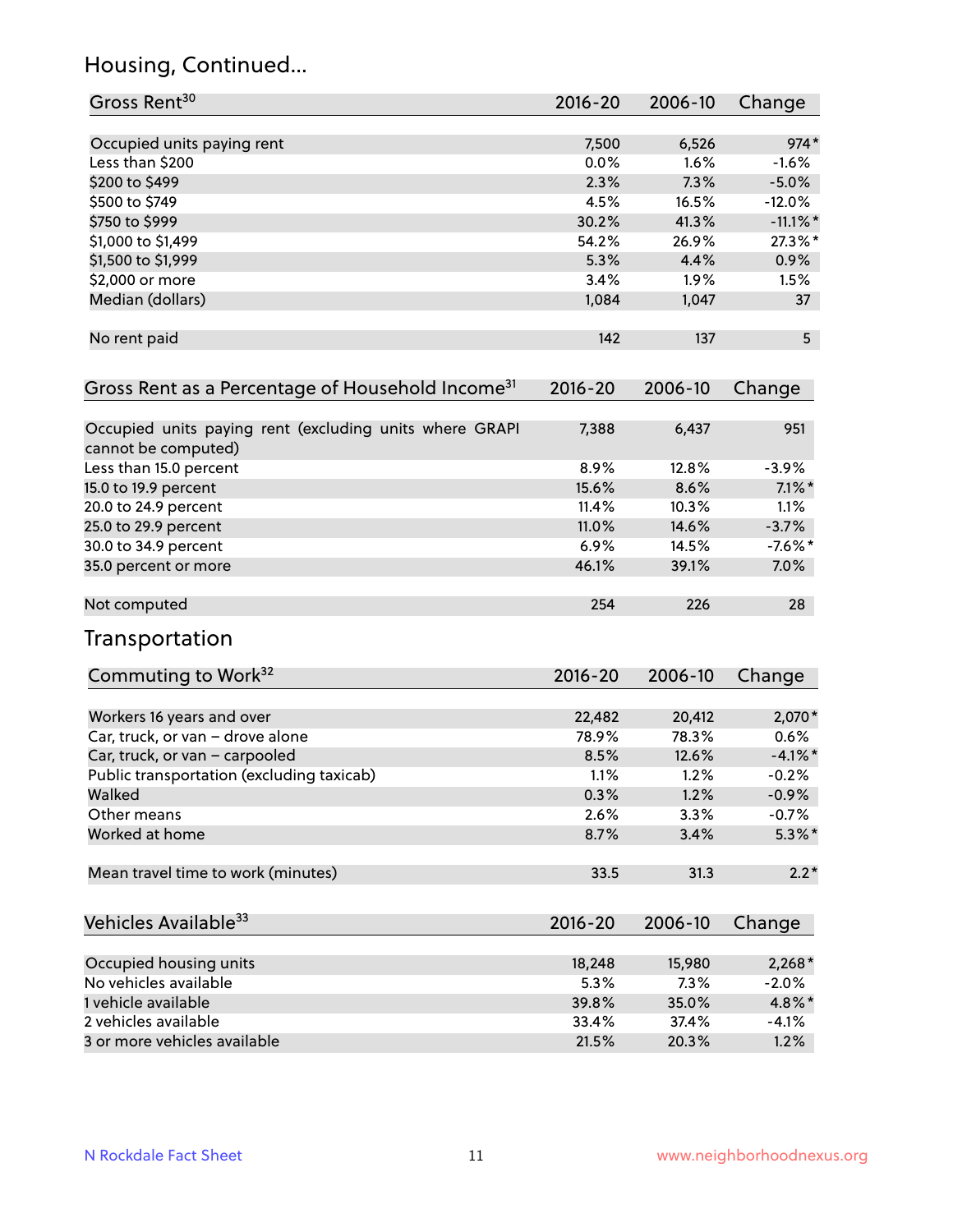## Housing, Continued...

| Gross Rent[30] | 2016-20 | 2006-10 | Change |
|---|---|---|---|
| Occupied units paying rent | 7,500 | 6,526 | 974* |
| Less than $200 | 0.0% | 1.6% | -1.6% |
| $200 to $499 | 2.3% | 7.3% | -5.0% |
| $500 to $749 | 4.5% | 16.5% | -12.0% |
| $750 to $999 | 30.2% | 41.3% | -11.1%* |
| $1,000 to $1,499 | 54.2% | 26.9% | 27.3%* |
| $1,500 to $1,999 | 5.3% | 4.4% | 0.9% |
| $2,000 or more | 3.4% | 1.9% | 1.5% |
| Median (dollars) | 1,084 | 1,047 | 37 |
| No rent paid | 142 | 137 | 5 |

| Gross Rent as a Percentage of Household Income[31] | 2016-20 | 2006-10 | Change |
|---|---|---|---|
| Occupied units paying rent (excluding units where GRAPI cannot be computed) | 7,388 | 6,437 | 951 |
| Less than 15.0 percent | 8.9% | 12.8% | -3.9% |
| 15.0 to 19.9 percent | 15.6% | 8.6% | 7.1%* |
| 20.0 to 24.9 percent | 11.4% | 10.3% | 1.1% |
| 25.0 to 29.9 percent | 11.0% | 14.6% | -3.7% |
| 30.0 to 34.9 percent | 6.9% | 14.5% | -7.6%* |
| 35.0 percent or more | 46.1% | 39.1% | 7.0% |
| Not computed | 254 | 226 | 28 |

## Transportation

| Commuting to Work[32] | 2016-20 | 2006-10 | Change |
|---|---|---|---|
| Workers 16 years and over | 22,482 | 20,412 | 2,070* |
| Car, truck, or van – drove alone | 78.9% | 78.3% | 0.6% |
| Car, truck, or van – carpooled | 8.5% | 12.6% | -4.1%* |
| Public transportation (excluding taxicab) | 1.1% | 1.2% | -0.2% |
| Walked | 0.3% | 1.2% | -0.9% |
| Other means | 2.6% | 3.3% | -0.7% |
| Worked at home | 8.7% | 3.4% | 5.3%* |
| Mean travel time to work (minutes) | 33.5 | 31.3 | 2.2* |

| Vehicles Available[33] | 2016-20 | 2006-10 | Change |
|---|---|---|---|
| Occupied housing units | 18,248 | 15,980 | 2,268* |
| No vehicles available | 5.3% | 7.3% | -2.0% |
| 1 vehicle available | 39.8% | 35.0% | 4.8%* |
| 2 vehicles available | 33.4% | 37.4% | -4.1% |
| 3 or more vehicles available | 21.5% | 20.3% | 1.2% |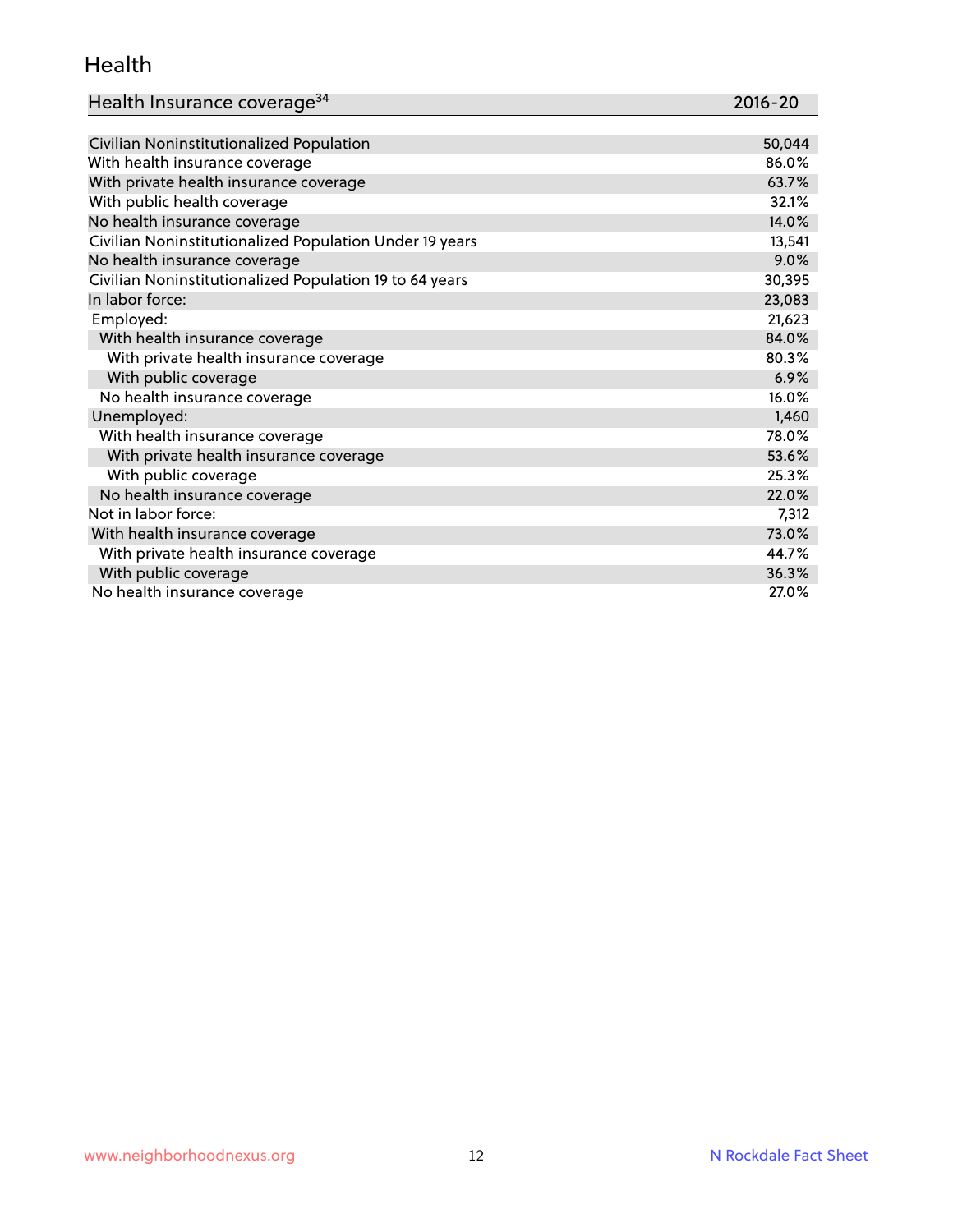## Health

| Health Insurance coverage[34] | 2016-20 |
|---|---|
| Civilian Noninstitutionalized Population | 50,044 |
| With health insurance coverage | 86.0% |
| With private health insurance coverage | 63.7% |
| With public health coverage | 32.1% |
| No health insurance coverage | 14.0% |
| Civilian Noninstitutionalized Population Under 19 years | 13,541 |
| No health insurance coverage | 9.0% |
| Civilian Noninstitutionalized Population 19 to 64 years | 30,395 |
| In labor force: | 23,083 |
| Employed: | 21,623 |
| With health insurance coverage | 84.0% |
| With private health insurance coverage | 80.3% |
| With public coverage | 6.9% |
| No health insurance coverage | 16.0% |
| Unemployed: | 1,460 |
| With health insurance coverage | 78.0% |
| With private health insurance coverage | 53.6% |
| With public coverage | 25.3% |
| No health insurance coverage | 22.0% |
| Not in labor force: | 7,312 |
| With health insurance coverage | 73.0% |
| With private health insurance coverage | 44.7% |
| With public coverage | 36.3% |
| No health insurance coverage | 27.0% |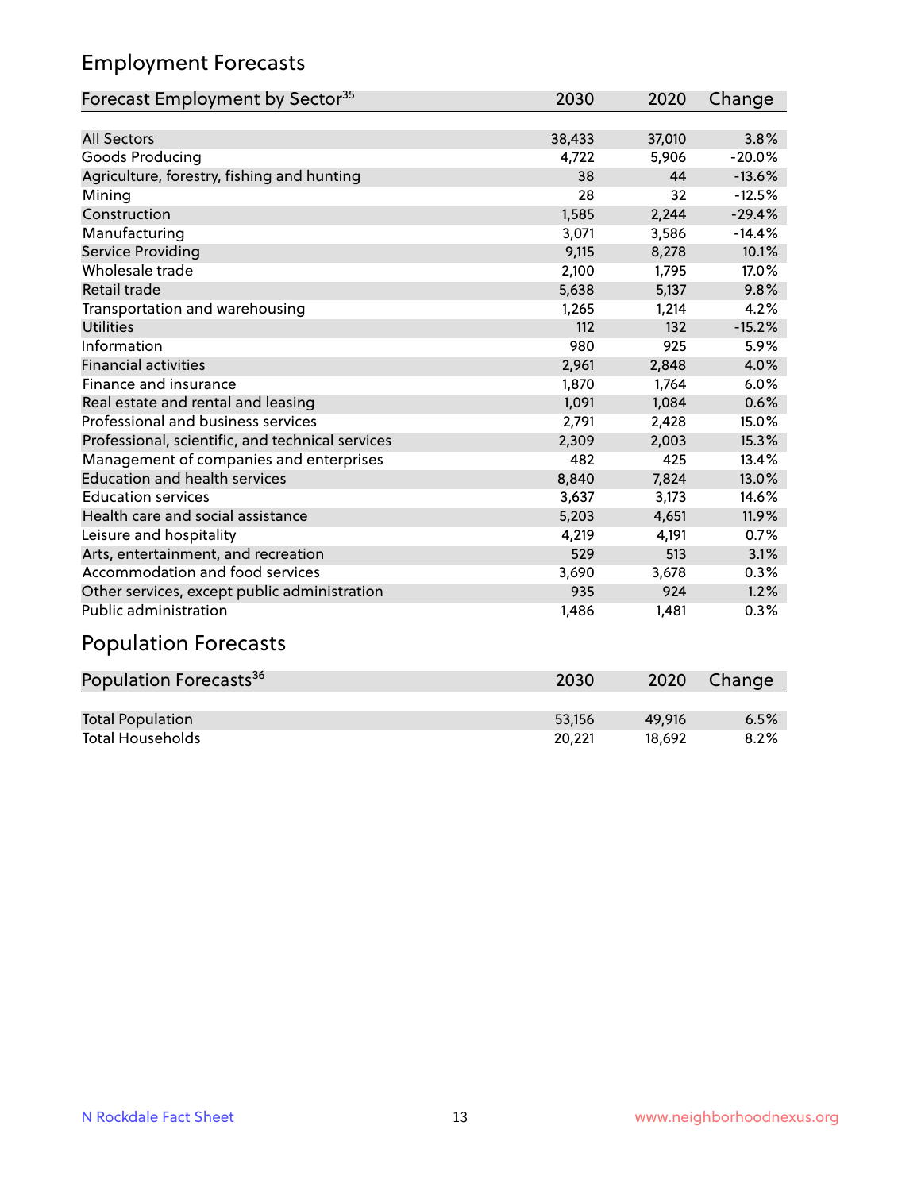## Employment Forecasts

| Forecast Employment by Sector[35] | 2030 | 2020 | Change |
|---|---|---|---|
| All Sectors | 38,433 | 37,010 | 3.8% |
| Goods Producing | 4,722 | 5,906 | -20.0% |
| Agriculture, forestry, fishing and hunting | 38 | 44 | -13.6% |
| Mining | 28 | 32 | -12.5% |
| Construction | 1,585 | 2,244 | -29.4% |
| Manufacturing | 3,071 | 3,586 | -14.4% |
| Service Providing | 9,115 | 8,278 | 10.1% |
| Wholesale trade | 2,100 | 1,795 | 17.0% |
| Retail trade | 5,638 | 5,137 | 9.8% |
| Transportation and warehousing | 1,265 | 1,214 | 4.2% |
| Utilities | 112 | 132 | -15.2% |
| Information | 980 | 925 | 5.9% |
| Financial activities | 2,961 | 2,848 | 4.0% |
| Finance and insurance | 1,870 | 1,764 | 6.0% |
| Real estate and rental and leasing | 1,091 | 1,084 | 0.6% |
| Professional and business services | 2,791 | 2,428 | 15.0% |
| Professional, scientific, and technical services | 2,309 | 2,003 | 15.3% |
| Management of companies and enterprises | 482 | 425 | 13.4% |
| Education and health services | 8,840 | 7,824 | 13.0% |
| Education services | 3,637 | 3,173 | 14.6% |
| Health care and social assistance | 5,203 | 4,651 | 11.9% |
| Leisure and hospitality | 4,219 | 4,191 | 0.7% |
| Arts, entertainment, and recreation | 529 | 513 | 3.1% |
| Accommodation and food services | 3,690 | 3,678 | 0.3% |
| Other services, except public administration | 935 | 924 | 1.2% |
| Public administration | 1,486 | 1,481 | 0.3% |

## Population Forecasts

| Population Forecasts[36] | 2030 | 2020 | Change |
|---|---|---|---|
| Total Population | 53,156 | 49,916 | 6.5% |
| Total Households | 20,221 | 18,692 | 8.2% |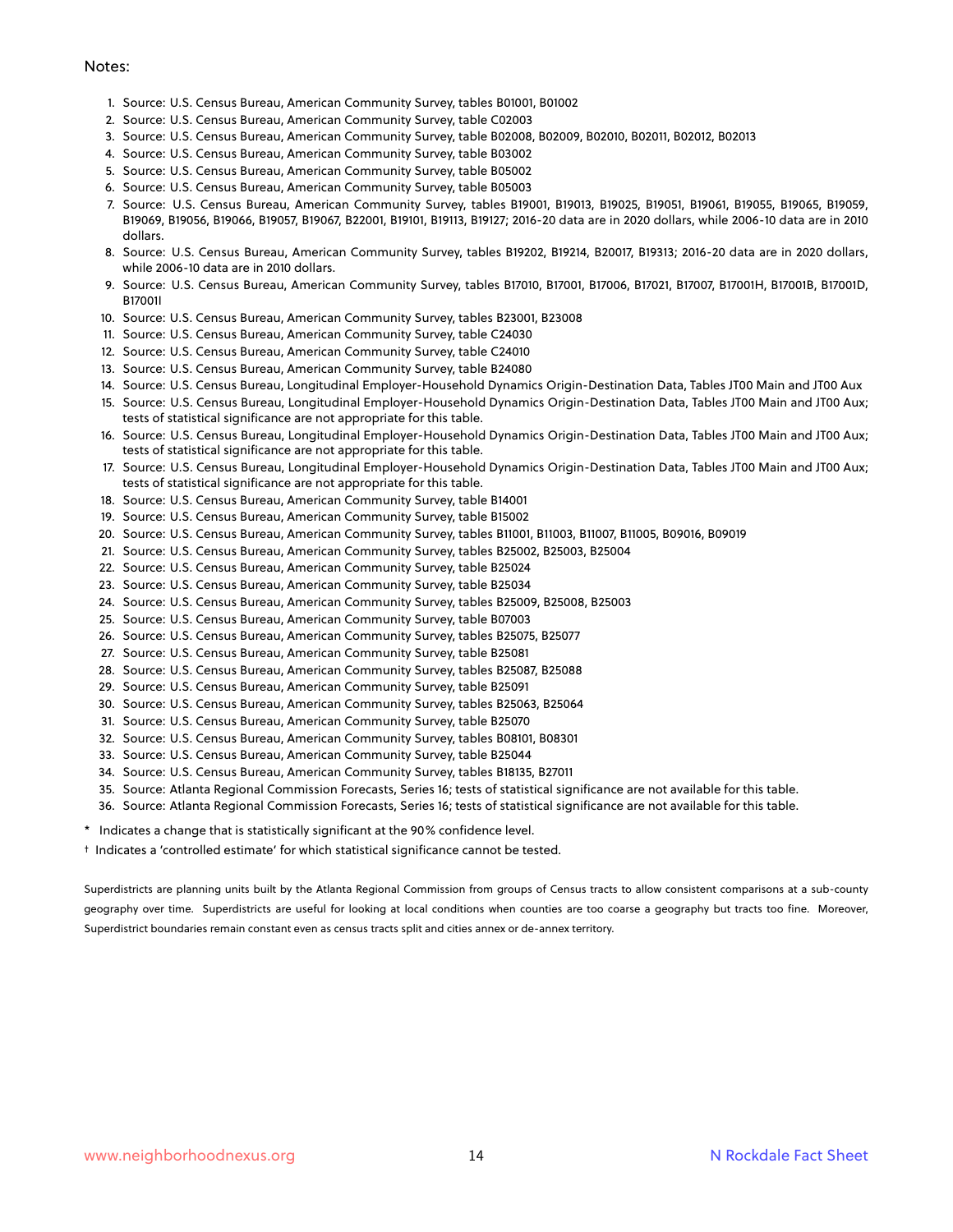Notes:

1. Source: U.S. Census Bureau, American Community Survey, tables B01001, B01002
2. Source: U.S. Census Bureau, American Community Survey, table C02003
3. Source: U.S. Census Bureau, American Community Survey, table B02008, B02009, B02010, B02011, B02012, B02013
4. Source: U.S. Census Bureau, American Community Survey, table B03002
5. Source: U.S. Census Bureau, American Community Survey, table B05002
6. Source: U.S. Census Bureau, American Community Survey, table B05003
7. Source: U.S. Census Bureau, American Community Survey, tables B19001, B19013, B19025, B19051, B19061, B19055, B19065, B19059, B19069, B19056, B19066, B19057, B19067, B22001, B19101, B19113, B19127; 2016-20 data are in 2020 dollars, while 2006-10 data are in 2010 dollars.
8. Source: U.S. Census Bureau, American Community Survey, tables B19202, B19214, B20017, B19313; 2016-20 data are in 2020 dollars, while 2006-10 data are in 2010 dollars.
9. Source: U.S. Census Bureau, American Community Survey, tables B17010, B17001, B17006, B17021, B17007, B17001H, B17001B, B17001D, B17001I
10. Source: U.S. Census Bureau, American Community Survey, tables B23001, B23008
11. Source: U.S. Census Bureau, American Community Survey, table C24030
12. Source: U.S. Census Bureau, American Community Survey, table C24010
13. Source: U.S. Census Bureau, American Community Survey, table B24080
14. Source: U.S. Census Bureau, Longitudinal Employer-Household Dynamics Origin-Destination Data, Tables JT00 Main and JT00 Aux
15. Source: U.S. Census Bureau, Longitudinal Employer-Household Dynamics Origin-Destination Data, Tables JT00 Main and JT00 Aux; tests of statistical significance are not appropriate for this table.
16. Source: U.S. Census Bureau, Longitudinal Employer-Household Dynamics Origin-Destination Data, Tables JT00 Main and JT00 Aux; tests of statistical significance are not appropriate for this table.
17. Source: U.S. Census Bureau, Longitudinal Employer-Household Dynamics Origin-Destination Data, Tables JT00 Main and JT00 Aux; tests of statistical significance are not appropriate for this table.
18. Source: U.S. Census Bureau, American Community Survey, table B14001
19. Source: U.S. Census Bureau, American Community Survey, table B15002
20. Source: U.S. Census Bureau, American Community Survey, tables B11001, B11003, B11007, B11005, B09016, B09019
21. Source: U.S. Census Bureau, American Community Survey, tables B25002, B25003, B25004
22. Source: U.S. Census Bureau, American Community Survey, table B25024
23. Source: U.S. Census Bureau, American Community Survey, table B25034
24. Source: U.S. Census Bureau, American Community Survey, tables B25009, B25008, B25003
25. Source: U.S. Census Bureau, American Community Survey, table B07003
26. Source: U.S. Census Bureau, American Community Survey, tables B25075, B25077
27. Source: U.S. Census Bureau, American Community Survey, table B25081
28. Source: U.S. Census Bureau, American Community Survey, tables B25087, B25088
29. Source: U.S. Census Bureau, American Community Survey, table B25091
30. Source: U.S. Census Bureau, American Community Survey, tables B25063, B25064
31. Source: U.S. Census Bureau, American Community Survey, table B25070
32. Source: U.S. Census Bureau, American Community Survey, tables B08101, B08301
33. Source: U.S. Census Bureau, American Community Survey, table B25044
34. Source: U.S. Census Bureau, American Community Survey, tables B18135, B27011
35. Source: Atlanta Regional Commission Forecasts, Series 16; tests of statistical significance are not available for this table.
36. Source: Atlanta Regional Commission Forecasts, Series 16; tests of statistical significance are not available for this table.

\* Indicates a change that is statistically significant at the 90% confidence level.

† Indicates a 'controlled estimate' for which statistical significance cannot be tested.

Superdistricts are planning units built by the Atlanta Regional Commission from groups of Census tracts to allow consistent comparisons at a sub-county geography over time. Superdistricts are useful for looking at local conditions when counties are too coarse a geography but tracts too fine. Moreover, Superdistrict boundaries remain constant even as census tracts split and cities annex or de-annex territory.